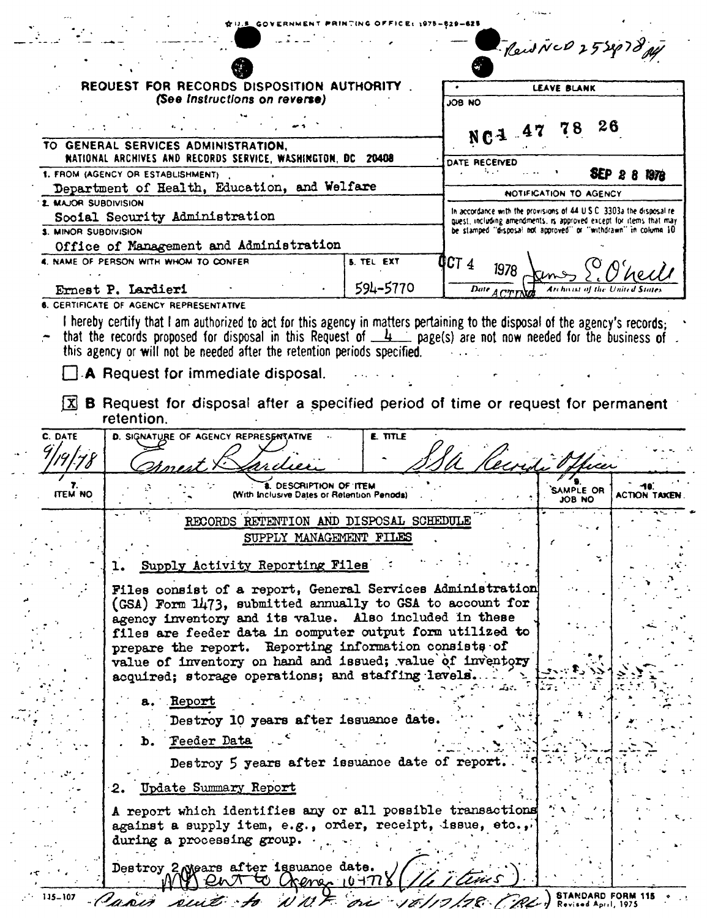U.S. GOVERNMENT PRINTING OFFICE: 1975—O-29-625

Recd NCD 25 Sep 78

# REQUEST FOR RECORDS DISPOSITION AUTHORITY
*(See instructions on reverse)*

TO GENERAL SERVICES ADMINISTRATION,
NATIONAL ARCHIVES AND RECORDS SERVICE, WASHINGTON, DC 20408

| LEAVE BLANK |
|---|
| JOB NO: NC1 47 78 26 |
| DATE RECEIVED: SEP 28 1978 |
| NOTIFICATION TO AGENCY |
| In accordance with the provisions of 44 U.S.C. 3303a the disposal request, including amendments, is approved except for items that may be stamped "disposal not approved" or "withdrawn" in column 10 |
| OCT 4 1978 — James E. O'Neill, ACTING Archivist of the United States |

1. FROM (AGENCY OR ESTABLISHMENT): Department of Health, Education, and Welfare
2. MAJOR SUBDIVISION: Social Security Administration
3. MINOR SUBDIVISION: Office of Management and Administration
4. NAME OF PERSON WITH WHOM TO CONFER: Ernest P. Lardieri
5. TEL EXT: 594-5770

6. CERTIFICATE OF AGENCY REPRESENTATIVE

I hereby certify that I am authorized to act for this agency in matters pertaining to the disposal of the agency's records; that the records proposed for disposal in this Request of 4 page(s) are not now needed for the business of this agency or will not be needed after the retention periods specified.

☐ **A** Request for immediate disposal.

☒ **B** Request for disposal after a specified period of time or request for permanent retention.

| C. DATE | D. SIGNATURE OF AGENCY REPRESENTATIVE | E. TITLE |
|---|---|---|
| 9/19/78 | Ernest P. Lardieri | SSA Records Officer |

| 7. ITEM NO | 8. DESCRIPTION OF ITEM (With Inclusive Dates or Retention Periods) | 9. SAMPLE OR JOB NO | 10. ACTION TAKEN |
|---|---|---|---|

RECORDS RETENTION AND DISPOSAL SCHEDULE
SUPPLY MANAGEMENT FILES

1. Supply Activity Reporting Files

Files consist of a report, General Services Administration (GSA) Form 1473, submitted annually to GSA to account for agency inventory and its value. Also included in these files are feeder data in computer output form utilized to prepare the report. Reporting information consists of value of inventory on hand and issued; value of inventory acquired; storage operations; and staffing levels.

   a. Report

      Destroy 10 years after issuance date.

   b. Feeder Data

      Destroy 5 years after issuance date of report.

2. Update Summary Report

A report which identifies any or all possible transactions against a supply item, e.g., order, receipt, issue, etc., during a processing group.

Destroy 2 years after issuance date.

NB sent to agency 10-4-78 (16 items)

Copies sent to NRF on 10/17/78 (RL)

115-107 STANDARD FORM 115 Revised April, 1975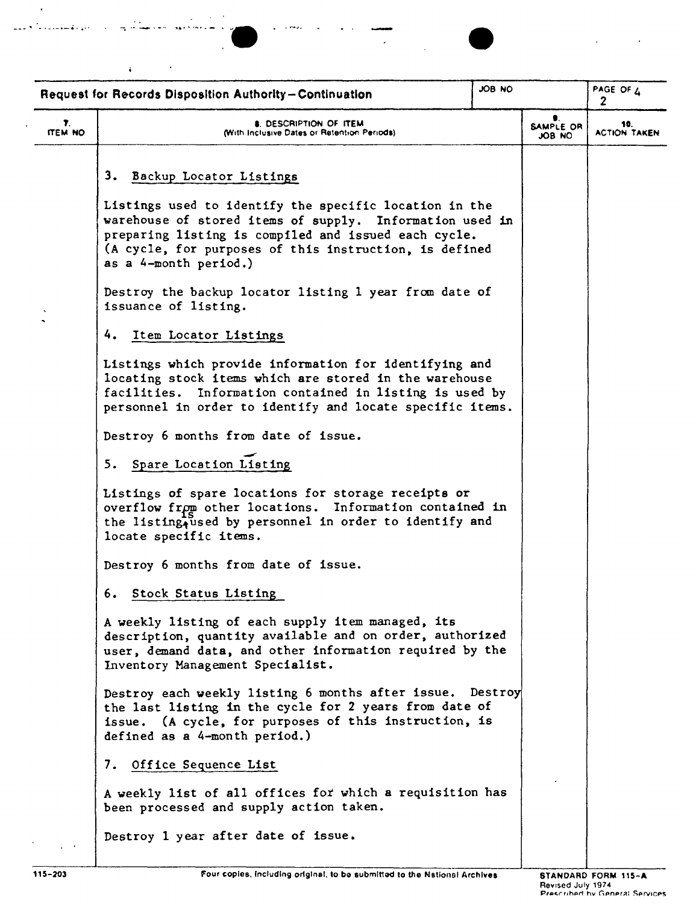**Request for Records Disposition Authority—Continuation**

| 7. ITEM NO | 8. DESCRIPTION OF ITEM (With Inclusive Dates or Retention Periods) | 9. SAMPLE OR JOB NO | 10. ACTION TAKEN |
|---|---|---|---|

3. Backup Locator Listings

Listings used to identify the specific location in the warehouse of stored items of supply. Information used in preparing listing is compiled and issued each cycle. (A cycle, for purposes of this instruction, is defined as a 4-month period.)

Destroy the backup locator listing 1 year from date of issuance of listing.

4. Item Locator Listings

Listings which provide information for identifying and locating stock items which are stored in the warehouse facilities. Information contained in listing is used by personnel in order to identify and locate specific items.

Destroy 6 months from date of issue.

5. Spare Location Listing

Listings of spare locations for storage receipts or overflow from other locations. Information contained in the listing is used by personnel in order to identify and locate specific items.

Destroy 6 months from date of issue.

6. Stock Status Listing

A weekly listing of each supply item managed, its description, quantity available and on order, authorized user, demand data, and other information required by the Inventory Management Specialist.

Destroy each weekly listing 6 months after issue. Destroy the last listing in the cycle for 2 years from date of issue. (A cycle, for purposes of this instruction, is defined as a 4-month period.)

7. Office Sequence List

A weekly list of all offices for which a requisition has been processed and supply action taken.

Destroy 1 year after date of issue.

115-203 Four copies, including original, to be submitted to the National Archives STANDARD FORM 115-A Revised July 1974 Prescribed by General Services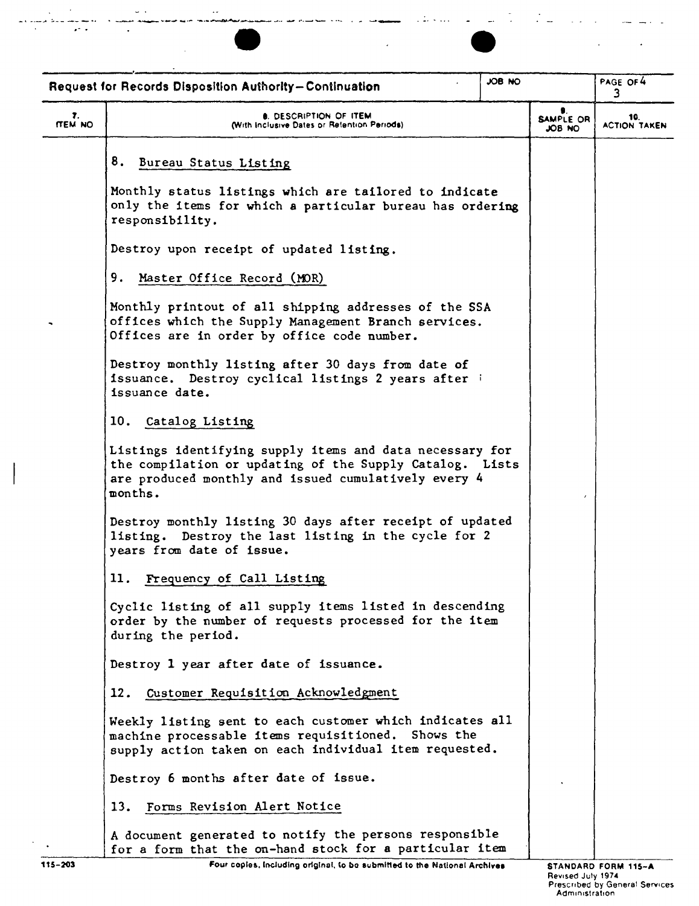# Request for Records Disposition Authority—Continuation

| JOB NO | PAGE 3 OF 4 |
|---|---|

| 7. ITEM NO | 8. DESCRIPTION OF ITEM (With Inclusive Dates or Retention Periods) | 9. SAMPLE OR JOB NO | 10. ACTION TAKEN |
|---|---|---|---|

8. Bureau Status Listing

Monthly status listings which are tailored to indicate only the items for which a particular bureau has ordering responsibility.

Destroy upon receipt of updated listing.

9. Master Office Record (MOR)

Monthly printout of all shipping addresses of the SSA offices which the Supply Management Branch services. Offices are in order by office code number.

Destroy monthly listing after 30 days from date of issuance. Destroy cyclical listings 2 years after issuance date.

10. Catalog Listing

Listings identifying supply items and data necessary for the compilation or updating of the Supply Catalog. Lists are produced monthly and issued cumulatively every 4 months.

Destroy monthly listing 30 days after receipt of updated listing. Destroy the last listing in the cycle for 2 years from date of issue.

11. Frequency of Call Listing

Cyclic listing of all supply items listed in descending order by the number of requests processed for the item during the period.

Destroy 1 year after date of issuance.

12. Customer Requisition Acknowledgment

Weekly listing sent to each customer which indicates all machine processable items requisitioned. Shows the supply action taken on each individual item requested.

Destroy 6 months after date of issue.

13. Forms Revision Alert Notice

A document generated to notify the persons responsible for a form that the on-hand stock for a particular item

115-203 Four copies, including original, to be submitted to the National Archives

STANDARD FORM 115-A
Revised July 1974
Prescribed by General Services Administration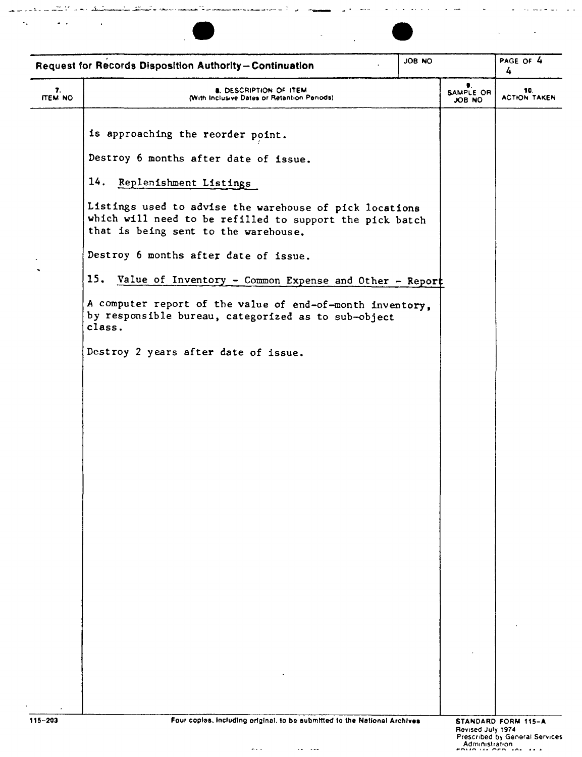**Request for Records Disposition Authority—Continuation**

| 7. ITEM NO | 8. DESCRIPTION OF ITEM (With Inclusive Dates or Retention Periods) | 9. SAMPLE OR JOB NO | 10. ACTION TAKEN |
|---|---|---|---|
| | is approaching the reorder point. | | |
| | Destroy 6 months after date of issue. | | |
| | 14. Replenishment Listings | | |
| | Listings used to advise the warehouse of pick locations which will need to be refilled to support the pick batch that is being sent to the warehouse. | | |
| | Destroy 6 months after date of issue. | | |
| | 15. Value of Inventory - Common Expense and Other - Report | | |
| | A computer report of the value of end-of-month inventory, by responsible bureau, categorized as to sub-object class. | | |
| | Destroy 2 years after date of issue. | | |

115-203

Four copies, including original, to be submitted to the National Archives

STANDARD FORM 115-A
Revised July 1974
Prescribed by General Services Administration